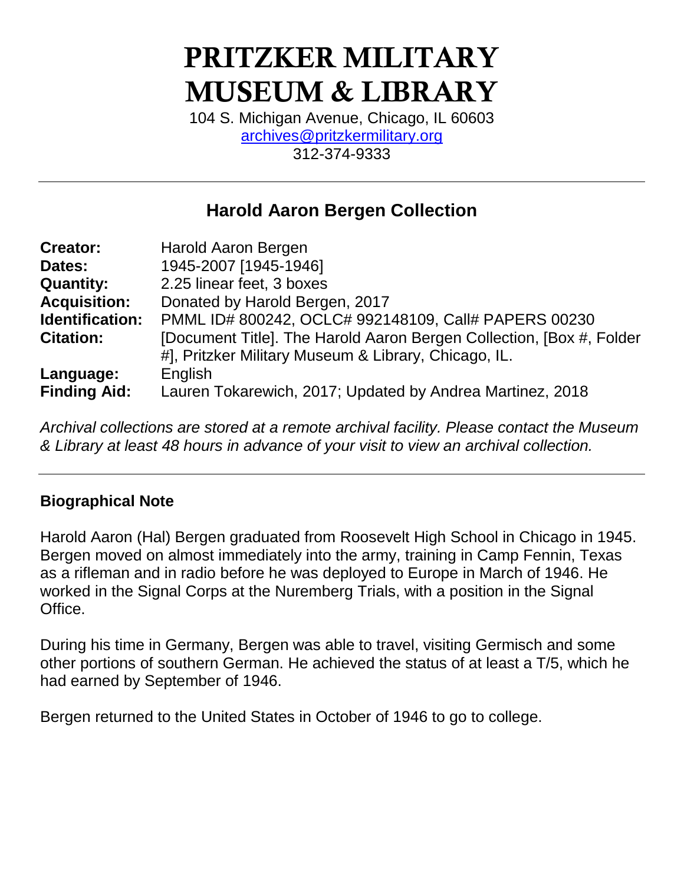# PRITZKER MILITARY MUSEUM & LIBRARY

104 S. Michigan Avenue, Chicago, IL 60603
archives@pritzkermilitary.org
312-374-9333

## Harold Aaron Bergen Collection

| | |
|---|---|
| **Creator:** | Harold Aaron Bergen |
| **Dates:** | 1945-2007 [1945-1946] |
| **Quantity:** | 2.25 linear feet, 3 boxes |
| **Acquisition:** | Donated by Harold Bergen, 2017 |
| **Identification:** | PMML ID# 800242, OCLC# 992148109, Call# PAPERS 00230 |
| **Citation:** | [Document Title]. The Harold Aaron Bergen Collection, [Box #, Folder #], Pritzker Military Museum & Library, Chicago, IL. |
| **Language:** | English |
| **Finding Aid:** | Lauren Tokarewich, 2017; Updated by Andrea Martinez, 2018 |

*Archival collections are stored at a remote archival facility. Please contact the Museum & Library at least 48 hours in advance of your visit to view an archival collection.*

### Biographical Note

Harold Aaron (Hal) Bergen graduated from Roosevelt High School in Chicago in 1945. Bergen moved on almost immediately into the army, training in Camp Fennin, Texas as a rifleman and in radio before he was deployed to Europe in March of 1946. He worked in the Signal Corps at the Nuremberg Trials, with a position in the Signal Office.

During his time in Germany, Bergen was able to travel, visiting Germisch and some other portions of southern German. He achieved the status of at least a T/5, which he had earned by September of 1946.

Bergen returned to the United States in October of 1946 to go to college.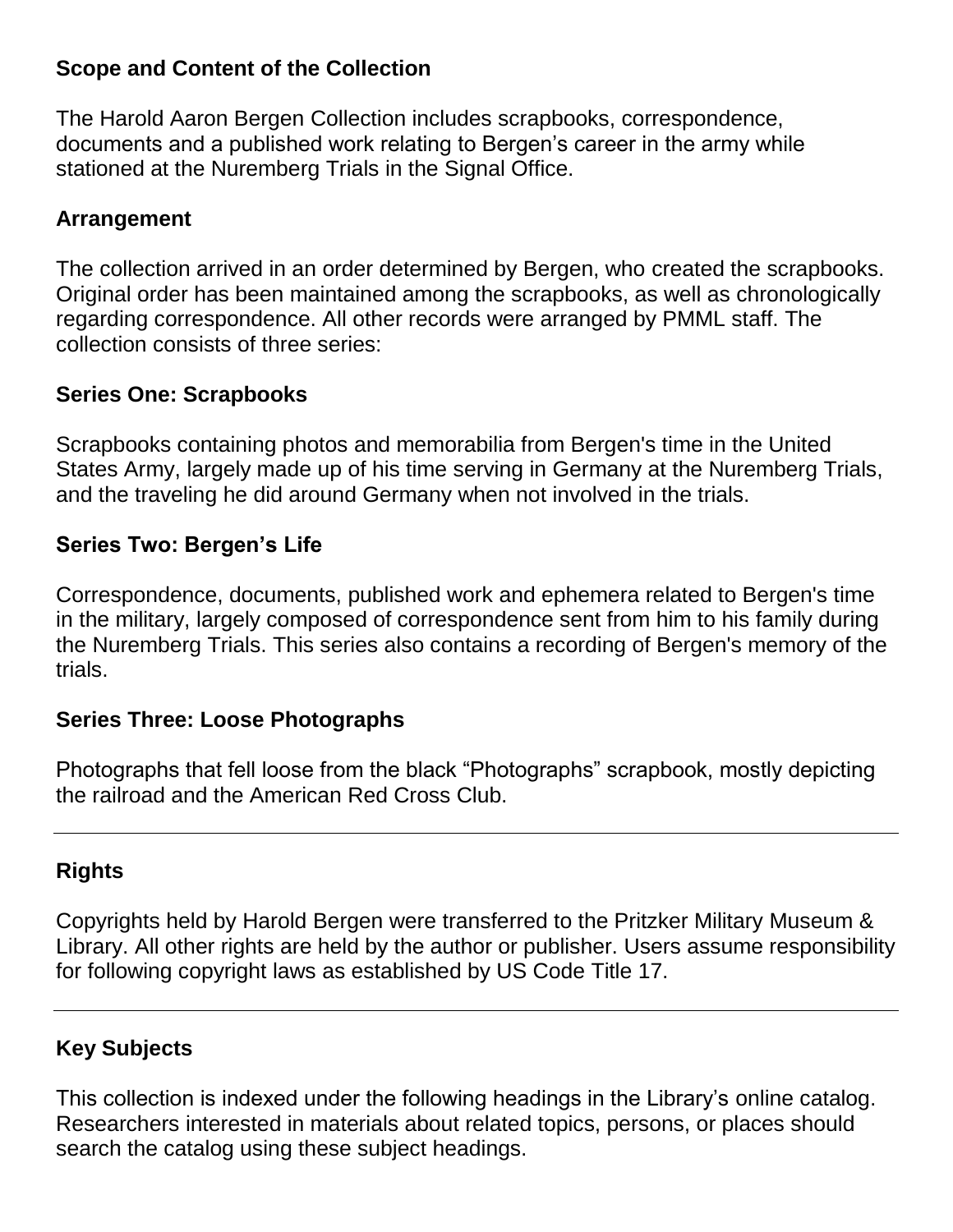## Scope and Content of the Collection

The Harold Aaron Bergen Collection includes scrapbooks, correspondence, documents and a published work relating to Bergen's career in the army while stationed at the Nuremberg Trials in the Signal Office.

## Arrangement

The collection arrived in an order determined by Bergen, who created the scrapbooks. Original order has been maintained among the scrapbooks, as well as chronologically regarding correspondence. All other records were arranged by PMML staff. The collection consists of three series:

### Series One: Scrapbooks

Scrapbooks containing photos and memorabilia from Bergen's time in the United States Army, largely made up of his time serving in Germany at the Nuremberg Trials, and the traveling he did around Germany when not involved in the trials.

### Series Two: Bergen's Life

Correspondence, documents, published work and ephemera related to Bergen's time in the military, largely composed of correspondence sent from him to his family during the Nuremberg Trials. This series also contains a recording of Bergen's memory of the trials.

### Series Three: Loose Photographs

Photographs that fell loose from the black "Photographs" scrapbook, mostly depicting the railroad and the American Red Cross Club.

---

## Rights

Copyrights held by Harold Bergen were transferred to the Pritzker Military Museum & Library. All other rights are held by the author or publisher. Users assume responsibility for following copyright laws as established by US Code Title 17.

---

## Key Subjects

This collection is indexed under the following headings in the Library's online catalog. Researchers interested in materials about related topics, persons, or places should search the catalog using these subject headings.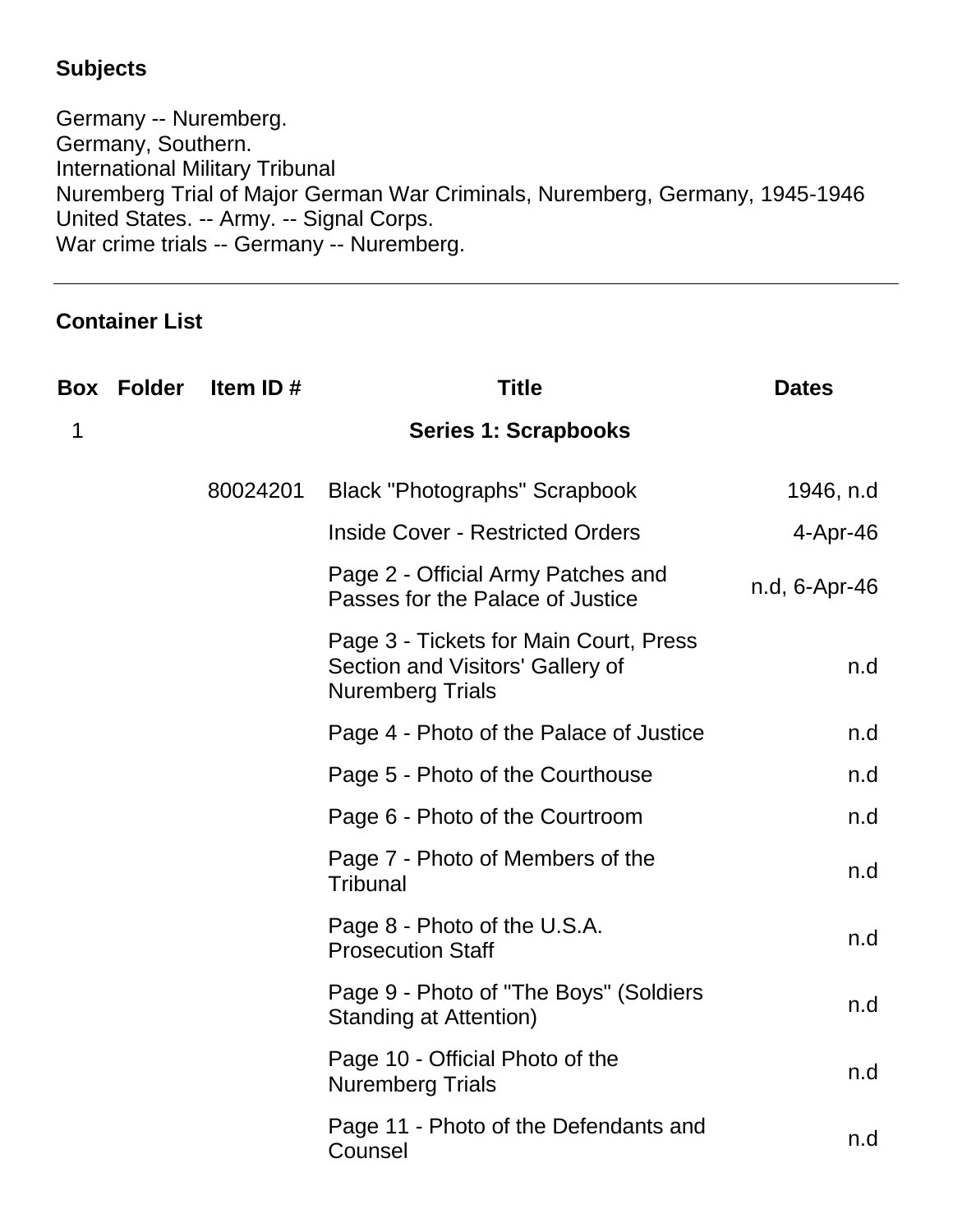## Subjects

Germany -- Nuremberg.
Germany, Southern.
International Military Tribunal
Nuremberg Trial of Major German War Criminals, Nuremberg, Germany, 1945-1946
United States. -- Army. -- Signal Corps.
War crime trials -- Germany -- Nuremberg.

---

## Container List

| Box | Folder | Item ID # | Title | Dates |
|---|---|---|---|---|
| 1 | | | **Series 1: Scrapbooks** | |
| | | 80024201 | Black "Photographs" Scrapbook | 1946, n.d |
| | | | Inside Cover - Restricted Orders | 4-Apr-46 |
| | | | Page 2 - Official Army Patches and Passes for the Palace of Justice | n.d, 6-Apr-46 |
| | | | Page 3 - Tickets for Main Court, Press Section and Visitors' Gallery of Nuremberg Trials | n.d |
| | | | Page 4 - Photo of the Palace of Justice | n.d |
| | | | Page 5 - Photo of the Courthouse | n.d |
| | | | Page 6 - Photo of the Courtroom | n.d |
| | | | Page 7 - Photo of Members of the Tribunal | n.d |
| | | | Page 8 - Photo of the U.S.A. Prosecution Staff | n.d |
| | | | Page 9 - Photo of "The Boys" (Soldiers Standing at Attention) | n.d |
| | | | Page 10 - Official Photo of the Nuremberg Trials | n.d |
| | | | Page 11 - Photo of the Defendants and Counsel | n.d |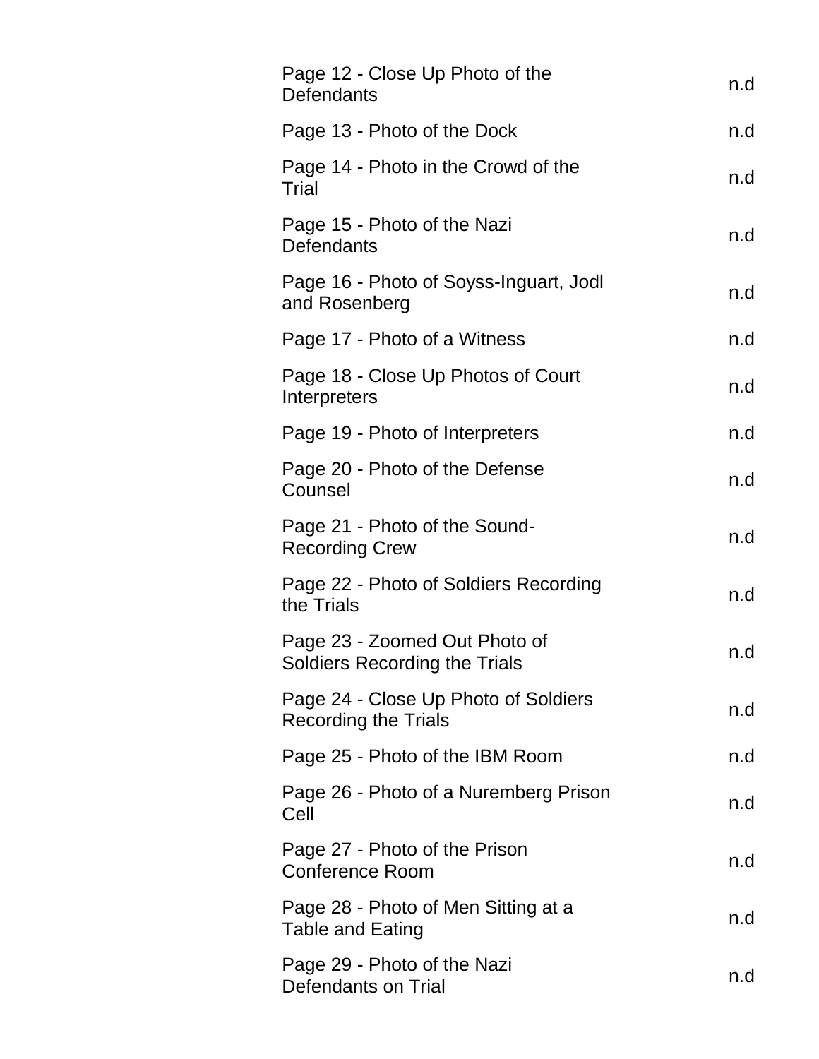| | |
|---|---|
| Page 12 - Close Up Photo of the Defendants | n.d |
| Page 13 - Photo of the Dock | n.d |
| Page 14 - Photo in the Crowd of the Trial | n.d |
| Page 15 - Photo of the Nazi Defendants | n.d |
| Page 16 - Photo of Soyss-Inguart, Jodl and Rosenberg | n.d |
| Page 17 - Photo of a Witness | n.d |
| Page 18 - Close Up Photos of Court Interpreters | n.d |
| Page 19 - Photo of Interpreters | n.d |
| Page 20 - Photo of the Defense Counsel | n.d |
| Page 21 - Photo of the Sound-Recording Crew | n.d |
| Page 22 - Photo of Soldiers Recording the Trials | n.d |
| Page 23 - Zoomed Out Photo of Soldiers Recording the Trials | n.d |
| Page 24 - Close Up Photo of Soldiers Recording the Trials | n.d |
| Page 25 - Photo of the IBM Room | n.d |
| Page 26 - Photo of a Nuremberg Prison Cell | n.d |
| Page 27 - Photo of the Prison Conference Room | n.d |
| Page 28 - Photo of Men Sitting at a Table and Eating | n.d |
| Page 29 - Photo of the Nazi Defendants on Trial | n.d |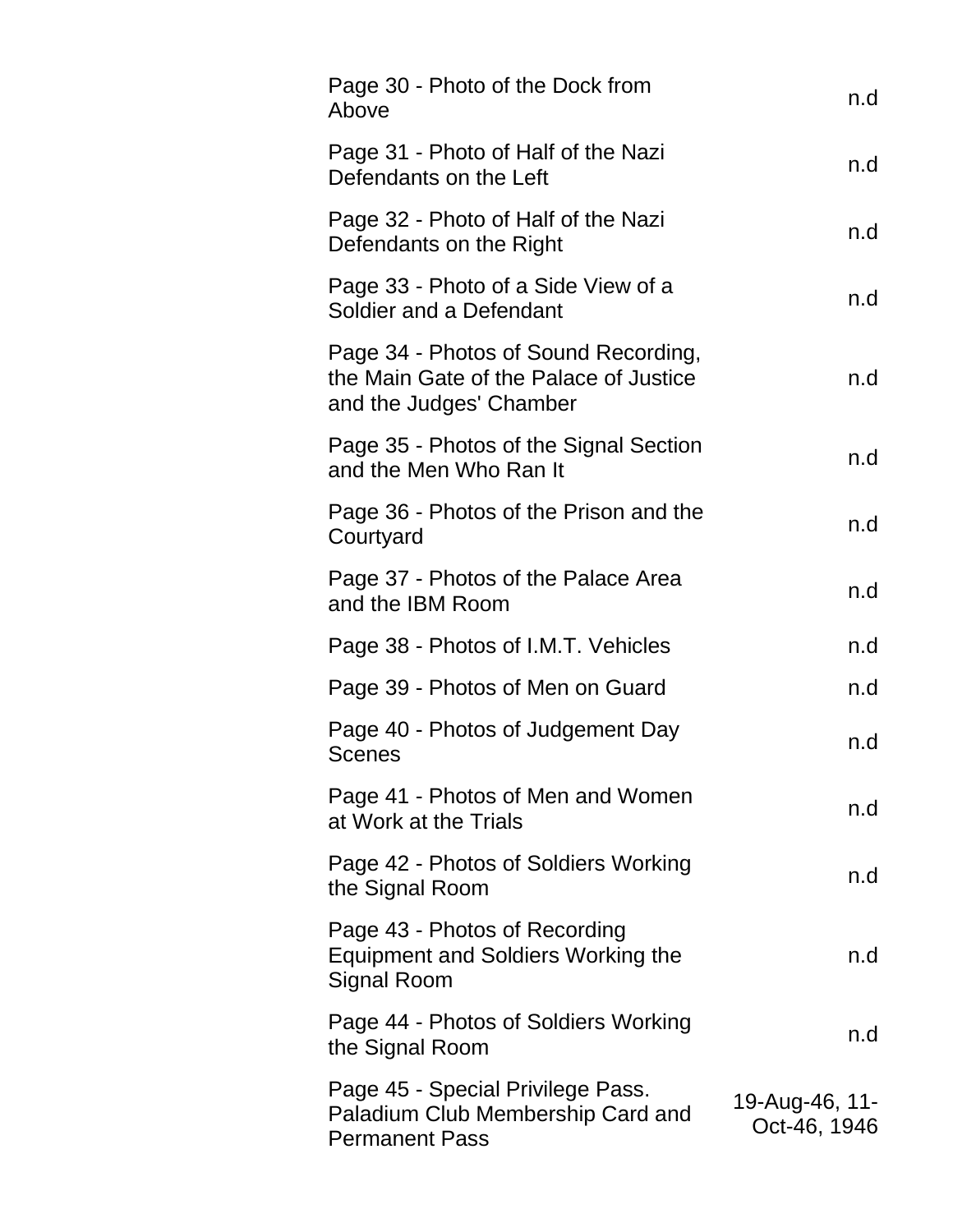| | |
|---|---|
| Page 30 - Photo of the Dock from Above | n.d |
| Page 31 - Photo of Half of the Nazi Defendants on the Left | n.d |
| Page 32 - Photo of Half of the Nazi Defendants on the Right | n.d |
| Page 33 - Photo of a Side View of a Soldier and a Defendant | n.d |
| Page 34 - Photos of Sound Recording, the Main Gate of the Palace of Justice and the Judges' Chamber | n.d |
| Page 35 - Photos of the Signal Section and the Men Who Ran It | n.d |
| Page 36 - Photos of the Prison and the Courtyard | n.d |
| Page 37 - Photos of the Palace Area and the IBM Room | n.d |
| Page 38 - Photos of I.M.T. Vehicles | n.d |
| Page 39 - Photos of Men on Guard | n.d |
| Page 40 - Photos of Judgement Day Scenes | n.d |
| Page 41 - Photos of Men and Women at Work at the Trials | n.d |
| Page 42 - Photos of Soldiers Working the Signal Room | n.d |
| Page 43 - Photos of Recording Equipment and Soldiers Working the Signal Room | n.d |
| Page 44 - Photos of Soldiers Working the Signal Room | n.d |
| Page 45 - Special Privilege Pass. Paladium Club Membership Card and Permanent Pass | 19-Aug-46, 11-Oct-46, 1946 |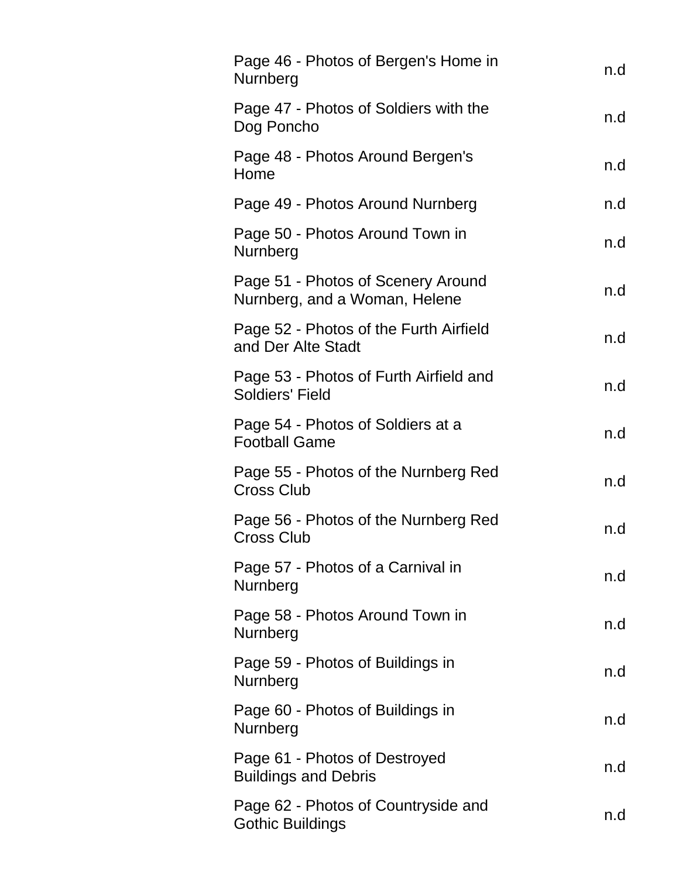| | |
|---|---|
| Page 46 - Photos of Bergen's Home in Nurnberg | n.d |
| Page 47 - Photos of Soldiers with the Dog Poncho | n.d |
| Page 48 - Photos Around Bergen's Home | n.d |
| Page 49 - Photos Around Nurnberg | n.d |
| Page 50 - Photos Around Town in Nurnberg | n.d |
| Page 51 - Photos of Scenery Around Nurnberg, and a Woman, Helene | n.d |
| Page 52 - Photos of the Furth Airfield and Der Alte Stadt | n.d |
| Page 53 - Photos of Furth Airfield and Soldiers' Field | n.d |
| Page 54 - Photos of Soldiers at a Football Game | n.d |
| Page 55 - Photos of the Nurnberg Red Cross Club | n.d |
| Page 56 - Photos of the Nurnberg Red Cross Club | n.d |
| Page 57 - Photos of a Carnival in Nurnberg | n.d |
| Page 58 - Photos Around Town in Nurnberg | n.d |
| Page 59 - Photos of Buildings in Nurnberg | n.d |
| Page 60 - Photos of Buildings in Nurnberg | n.d |
| Page 61 - Photos of Destroyed Buildings and Debris | n.d |
| Page 62 - Photos of Countryside and Gothic Buildings | n.d |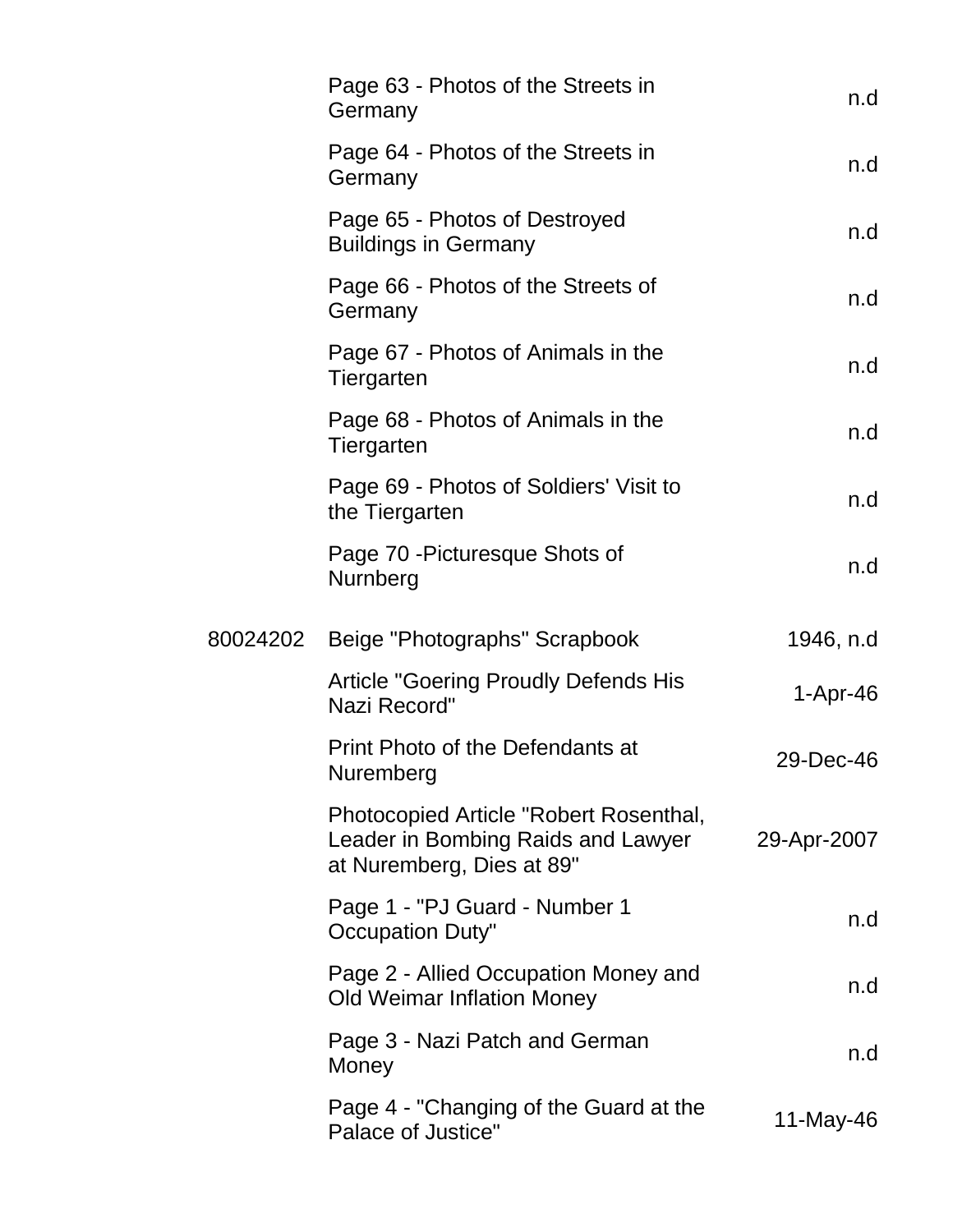| | | |
|---|---|---|
| | Page 63 - Photos of the Streets in Germany | n.d |
| | Page 64 - Photos of the Streets in Germany | n.d |
| | Page 65 - Photos of Destroyed Buildings in Germany | n.d |
| | Page 66 - Photos of the Streets of Germany | n.d |
| | Page 67 - Photos of Animals in the Tiergarten | n.d |
| | Page 68 - Photos of Animals in the Tiergarten | n.d |
| | Page 69 - Photos of Soldiers' Visit to the Tiergarten | n.d |
| | Page 70 -Picturesque Shots of Nurnberg | n.d |
| 80024202 | Beige "Photographs" Scrapbook | 1946, n.d |
| | Article "Goering Proudly Defends His Nazi Record" | 1-Apr-46 |
| | Print Photo of the Defendants at Nuremberg | 29-Dec-46 |
| | Photocopied Article "Robert Rosenthal, Leader in Bombing Raids and Lawyer at Nuremberg, Dies at 89" | 29-Apr-2007 |
| | Page 1 - "PJ Guard - Number 1 Occupation Duty" | n.d |
| | Page 2 - Allied Occupation Money and Old Weimar Inflation Money | n.d |
| | Page 3 - Nazi Patch and German Money | n.d |
| | Page 4 - "Changing of the Guard at the Palace of Justice" | 11-May-46 |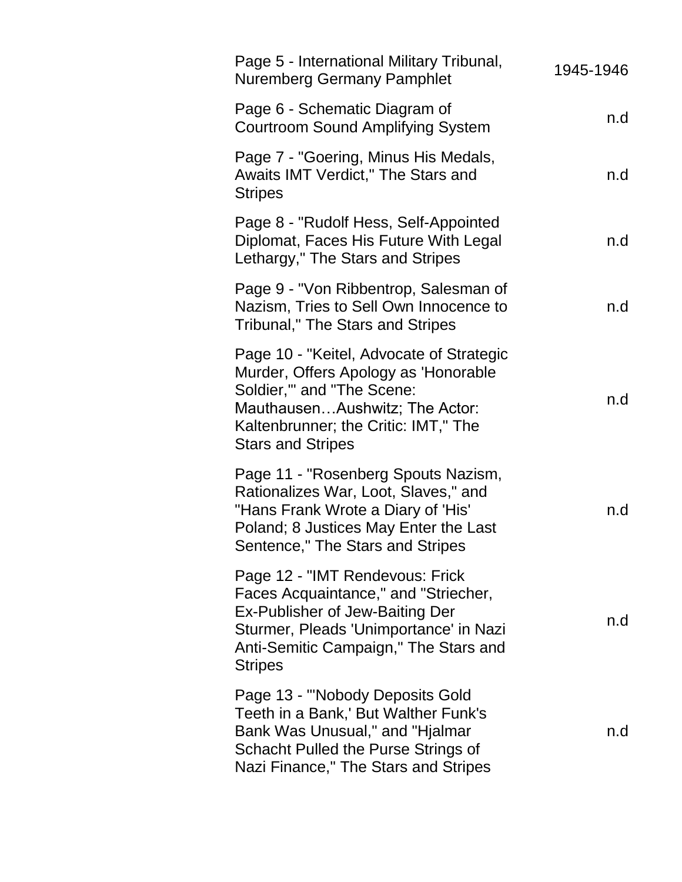| | |
|---|---|
| Page 5 - International Military Tribunal, Nuremberg Germany Pamphlet | 1945-1946 |
| Page 6 - Schematic Diagram of Courtroom Sound Amplifying System | n.d |
| Page 7 - "Goering, Minus His Medals, Awaits IMT Verdict," The Stars and Stripes | n.d |
| Page 8 - "Rudolf Hess, Self-Appointed Diplomat, Faces His Future With Legal Lethargy," The Stars and Stripes | n.d |
| Page 9 - "Von Ribbentrop, Salesman of Nazism, Tries to Sell Own Innocence to Tribunal," The Stars and Stripes | n.d |
| Page 10 - "Keitel, Advocate of Strategic Murder, Offers Apology as 'Honorable Soldier,'" and "The Scene: Mauthausen…Aushwitz; The Actor: Kaltenbrunner; the Critic: IMT," The Stars and Stripes | n.d |
| Page 11 - "Rosenberg Spouts Nazism, Rationalizes War, Loot, Slaves," and "Hans Frank Wrote a Diary of 'His' Poland; 8 Justices May Enter the Last Sentence," The Stars and Stripes | n.d |
| Page 12 - "IMT Rendevous: Frick Faces Acquaintance," and "Striecher, Ex-Publisher of Jew-Baiting Der Sturmer, Pleads 'Unimportance' in Nazi Anti-Semitic Campaign," The Stars and Stripes | n.d |
| Page 13 - "'Nobody Deposits Gold Teeth in a Bank,' But Walther Funk's Bank Was Unusual," and "Hjalmar Schacht Pulled the Purse Strings of Nazi Finance," The Stars and Stripes | n.d |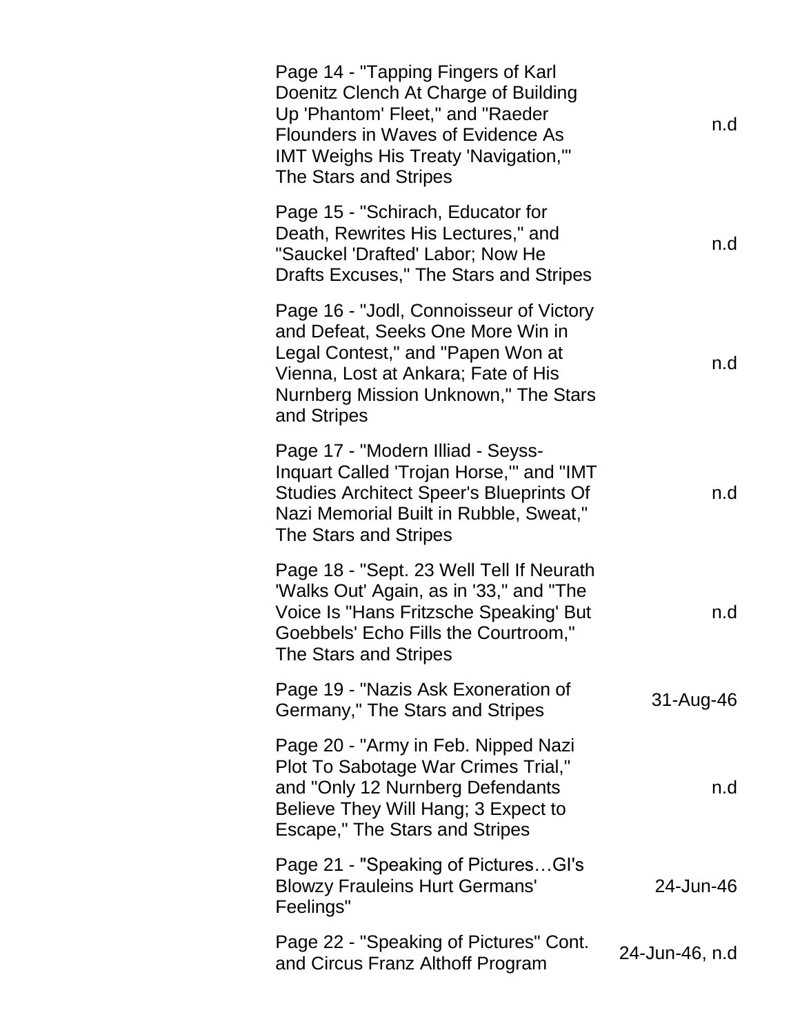| | |
|---|---|
| Page 14 - "Tapping Fingers of Karl Doenitz Clench At Charge of Building Up 'Phantom' Fleet," and "Raeder Flounders in Waves of Evidence As IMT Weighs His Treaty 'Navigation,'" The Stars and Stripes | n.d |
| Page 15 - "Schirach, Educator for Death, Rewrites His Lectures," and "Sauckel 'Drafted' Labor; Now He Drafts Excuses," The Stars and Stripes | n.d |
| Page 16 - "Jodl, Connoisseur of Victory and Defeat, Seeks One More Win in Legal Contest," and "Papen Won at Vienna, Lost at Ankara; Fate of His Nurnberg Mission Unknown," The Stars and Stripes | n.d |
| Page 17 - "Modern Illiad - Seyss-Inquart Called 'Trojan Horse,'" and "IMT Studies Architect Speer's Blueprints Of Nazi Memorial Built in Rubble, Sweat," The Stars and Stripes | n.d |
| Page 18 - "Sept. 23 Well Tell If Neurath 'Walks Out' Again, as in '33," and "The Voice Is "Hans Fritzsche Speaking' But Goebbels' Echo Fills the Courtroom," The Stars and Stripes | n.d |
| Page 19 - "Nazis Ask Exoneration of Germany," The Stars and Stripes | 31-Aug-46 |
| Page 20 - "Army in Feb. Nipped Nazi Plot To Sabotage War Crimes Trial," and "Only 12 Nurnberg Defendants Believe They Will Hang; 3 Expect to Escape," The Stars and Stripes | n.d |
| Page 21 - "Speaking of Pictures…GI's Blowzy Frauleins Hurt Germans' Feelings" | 24-Jun-46 |
| Page 22 - "Speaking of Pictures" Cont. and Circus Franz Althoff Program | 24-Jun-46, n.d |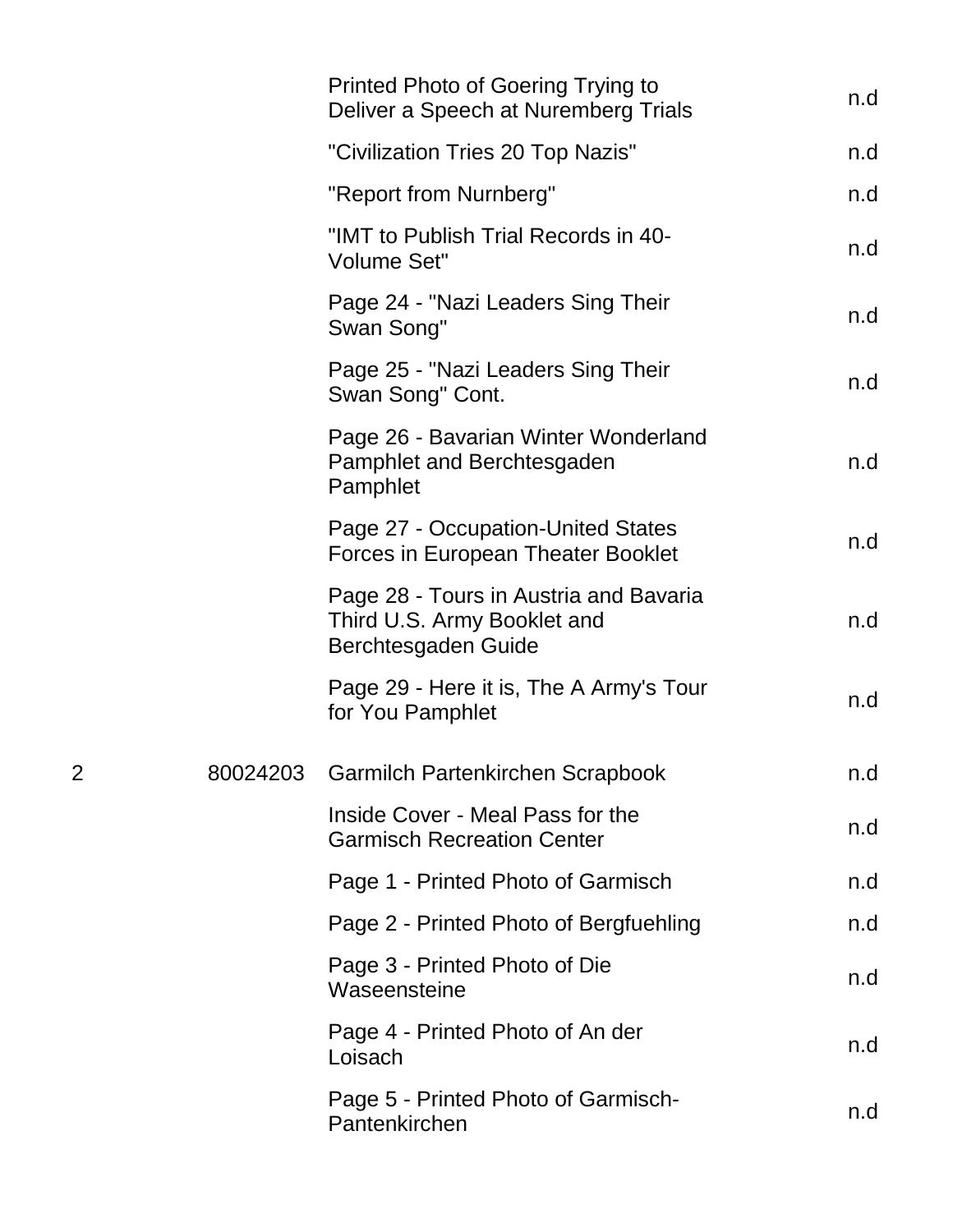| | | | |
|---|---|---|---|
| | | Printed Photo of Goering Trying to Deliver a Speech at Nuremberg Trials | n.d |
| | | "Civilization Tries 20 Top Nazis" | n.d |
| | | "Report from Nurnberg" | n.d |
| | | "IMT to Publish Trial Records in 40-Volume Set" | n.d |
| | | Page 24 - "Nazi Leaders Sing Their Swan Song" | n.d |
| | | Page 25 - "Nazi Leaders Sing Their Swan Song" Cont. | n.d |
| | | Page 26 - Bavarian Winter Wonderland Pamphlet and Berchtesgaden Pamphlet | n.d |
| | | Page 27 - Occupation-United States Forces in European Theater Booklet | n.d |
| | | Page 28 - Tours in Austria and Bavaria Third U.S. Army Booklet and Berchtesgaden Guide | n.d |
| | | Page 29 - Here it is, The A Army's Tour for You Pamphlet | n.d |
| 2 | 80024203 | Garmilch Partenkirchen Scrapbook | n.d |
| | | Inside Cover - Meal Pass for the Garmisch Recreation Center | n.d |
| | | Page 1 - Printed Photo of Garmisch | n.d |
| | | Page 2 - Printed Photo of Bergfuehling | n.d |
| | | Page 3 - Printed Photo of Die Waseensteine | n.d |
| | | Page 4 - Printed Photo of An der Loisach | n.d |
| | | Page 5 - Printed Photo of Garmisch-Pantenkirchen | n.d |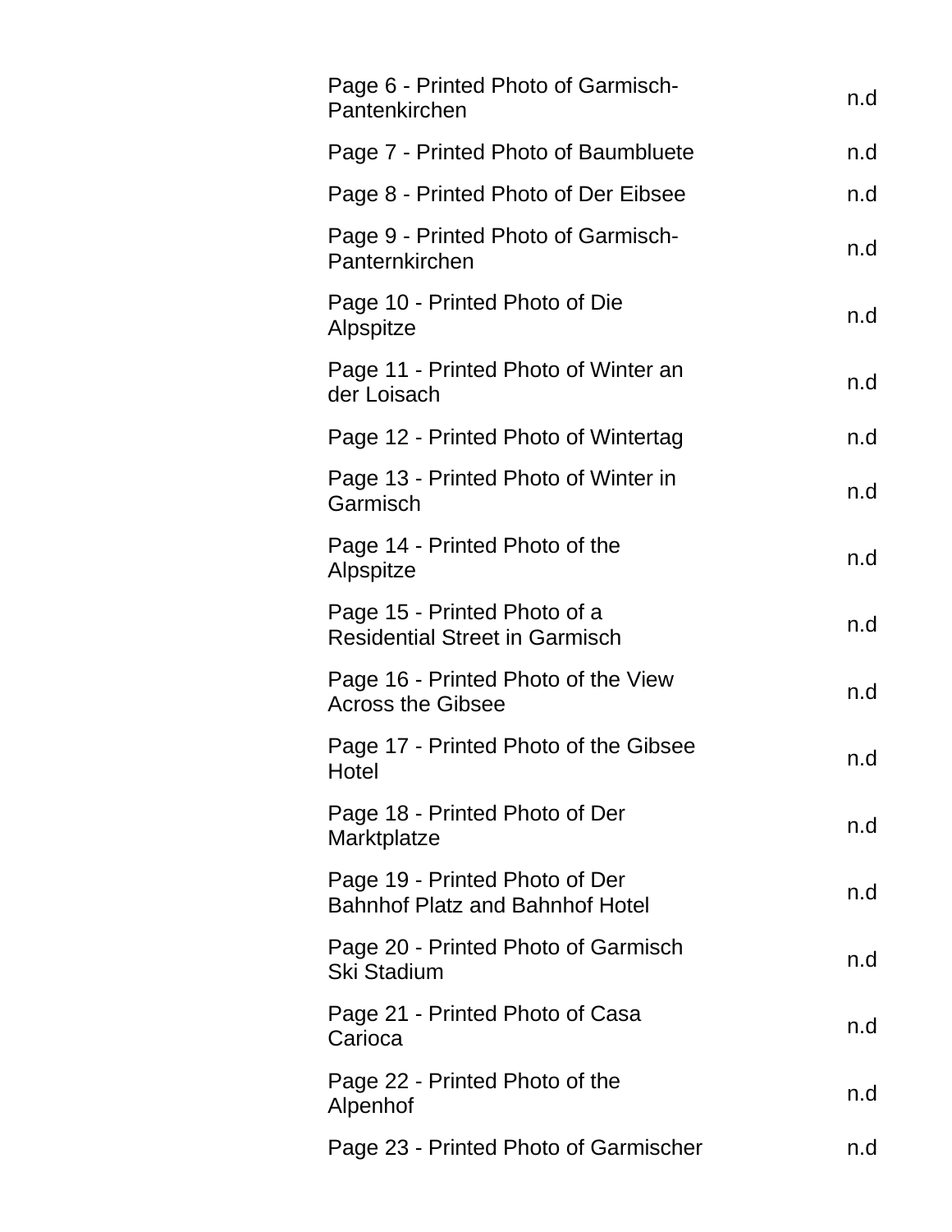| | |
|---|---|
| Page 6 - Printed Photo of Garmisch-Pantenkirchen | n.d |
| Page 7 - Printed Photo of Baumbluete | n.d |
| Page 8 - Printed Photo of Der Eibsee | n.d |
| Page 9 - Printed Photo of Garmisch-Panternkirchen | n.d |
| Page 10 - Printed Photo of Die Alpspitze | n.d |
| Page 11 - Printed Photo of Winter an der Loisach | n.d |
| Page 12 - Printed Photo of Wintertag | n.d |
| Page 13 - Printed Photo of Winter in Garmisch | n.d |
| Page 14 - Printed Photo of the Alpspitze | n.d |
| Page 15 - Printed Photo of a Residential Street in Garmisch | n.d |
| Page 16 - Printed Photo of the View Across the Gibsee | n.d |
| Page 17 - Printed Photo of the Gibsee Hotel | n.d |
| Page 18 - Printed Photo of Der Marktplatze | n.d |
| Page 19 - Printed Photo of Der Bahnhof Platz and Bahnhof Hotel | n.d |
| Page 20 - Printed Photo of Garmisch Ski Stadium | n.d |
| Page 21 - Printed Photo of Casa Carioca | n.d |
| Page 22 - Printed Photo of the Alpenhof | n.d |
| Page 23 - Printed Photo of Garmischer | n.d |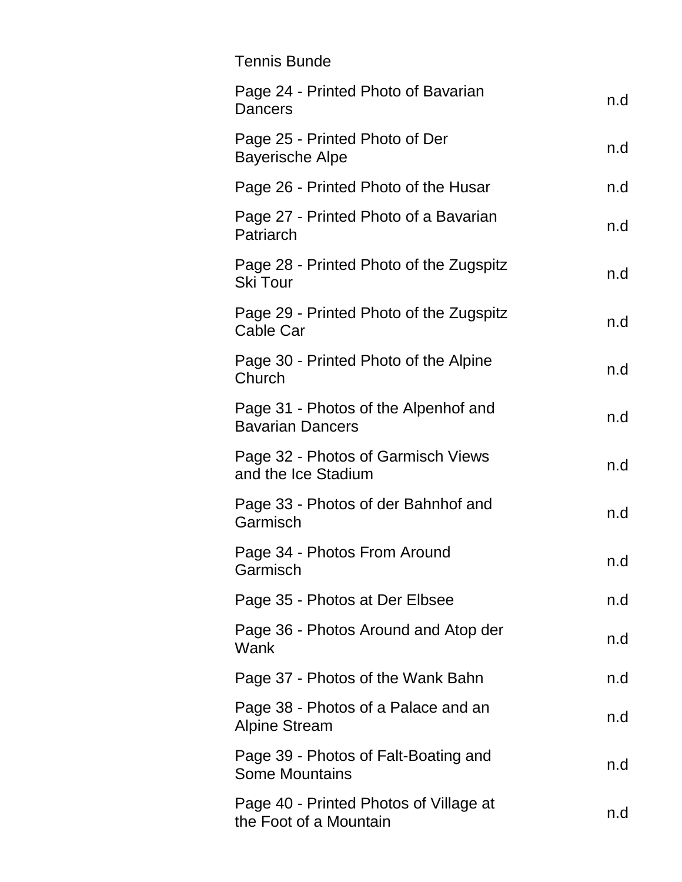Tennis Bunde

| | |
|---|---|
| Page 24 - Printed Photo of Bavarian Dancers | n.d |
| Page 25 - Printed Photo of Der Bayerische Alpe | n.d |
| Page 26 - Printed Photo of the Husar | n.d |
| Page 27 - Printed Photo of a Bavarian Patriarch | n.d |
| Page 28 - Printed Photo of the Zugspitz Ski Tour | n.d |
| Page 29 - Printed Photo of the Zugspitz Cable Car | n.d |
| Page 30 - Printed Photo of the Alpine Church | n.d |
| Page 31 - Photos of the Alpenhof and Bavarian Dancers | n.d |
| Page 32 - Photos of Garmisch Views and the Ice Stadium | n.d |
| Page 33 - Photos of der Bahnhof and Garmisch | n.d |
| Page 34 - Photos From Around Garmisch | n.d |
| Page 35 - Photos at Der Elbsee | n.d |
| Page 36 - Photos Around and Atop der Wank | n.d |
| Page 37 - Photos of the Wank Bahn | n.d |
| Page 38 - Photos of a Palace and an Alpine Stream | n.d |
| Page 39 - Photos of Falt-Boating and Some Mountains | n.d |
| Page 40 - Printed Photos of Village at the Foot of a Mountain | n.d |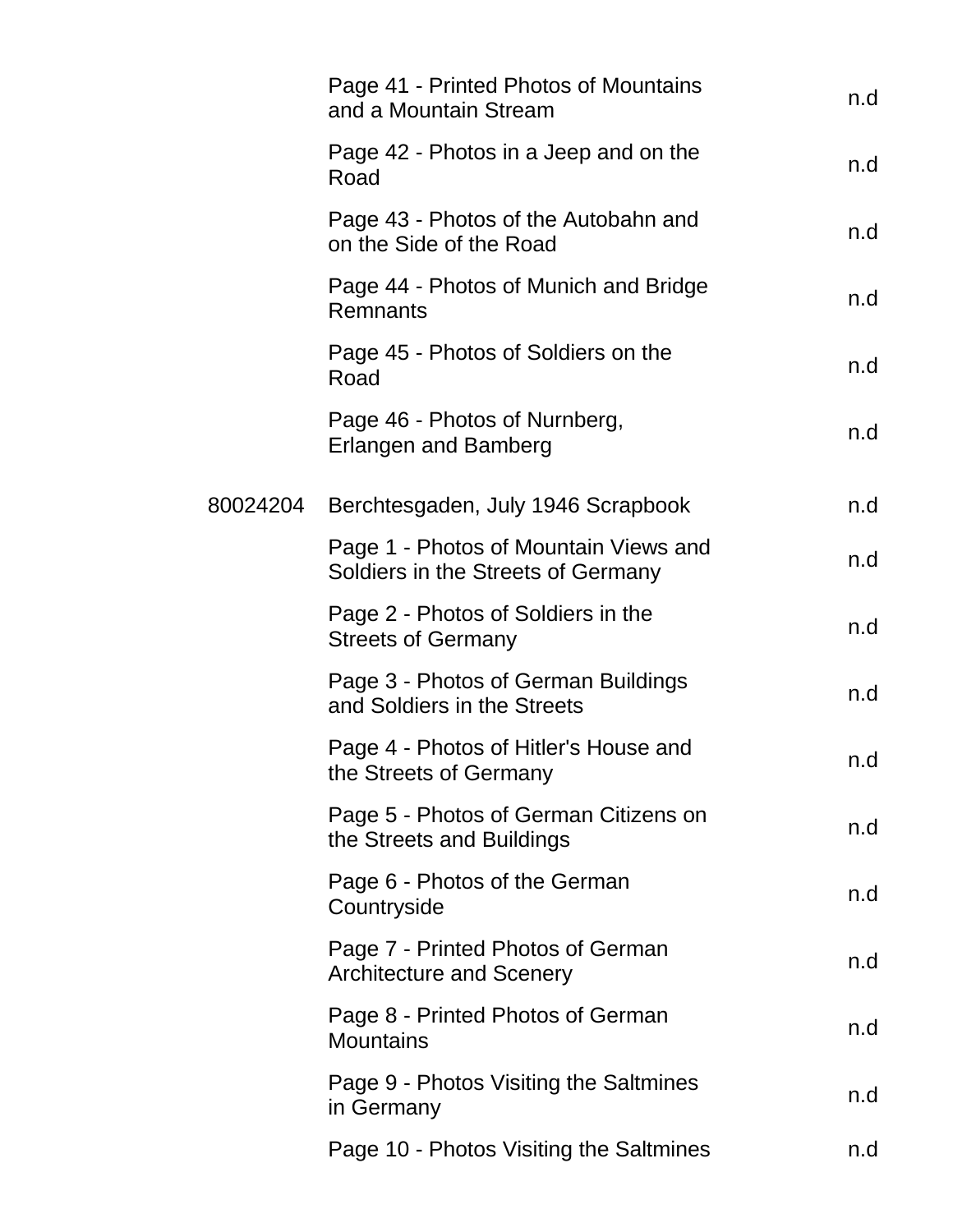| | | |
|---|---|---|
| | Page 41 - Printed Photos of Mountains and a Mountain Stream | n.d |
| | Page 42 - Photos in a Jeep and on the Road | n.d |
| | Page 43 - Photos of the Autobahn and on the Side of the Road | n.d |
| | Page 44 - Photos of Munich and Bridge Remnants | n.d |
| | Page 45 - Photos of Soldiers on the Road | n.d |
| | Page 46 - Photos of Nurnberg, Erlangen and Bamberg | n.d |
| 80024204 | Berchtesgaden, July 1946 Scrapbook | n.d |
| | Page 1 - Photos of Mountain Views and Soldiers in the Streets of Germany | n.d |
| | Page 2 - Photos of Soldiers in the Streets of Germany | n.d |
| | Page 3 - Photos of German Buildings and Soldiers in the Streets | n.d |
| | Page 4 - Photos of Hitler's House and the Streets of Germany | n.d |
| | Page 5 - Photos of German Citizens on the Streets and Buildings | n.d |
| | Page 6 - Photos of the German Countryside | n.d |
| | Page 7 - Printed Photos of German Architecture and Scenery | n.d |
| | Page 8 - Printed Photos of German Mountains | n.d |
| | Page 9 - Photos Visiting the Saltmines in Germany | n.d |
| | Page 10 - Photos Visiting the Saltmines | n.d |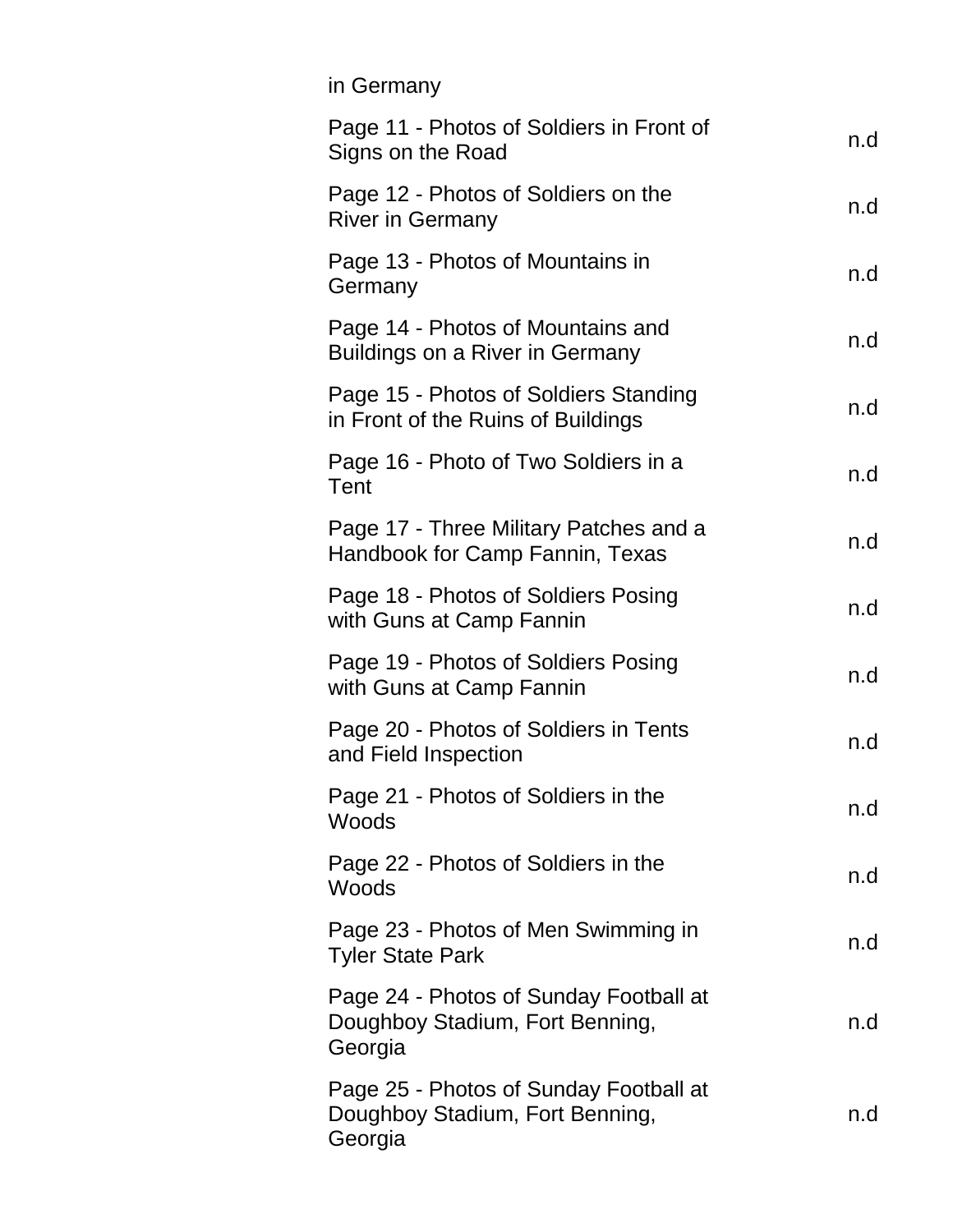| | |
|---|---|
| in Germany | |
| Page 11 - Photos of Soldiers in Front of Signs on the Road | n.d |
| Page 12 - Photos of Soldiers on the River in Germany | n.d |
| Page 13 - Photos of Mountains in Germany | n.d |
| Page 14 - Photos of Mountains and Buildings on a River in Germany | n.d |
| Page 15 - Photos of Soldiers Standing in Front of the Ruins of Buildings | n.d |
| Page 16 - Photo of Two Soldiers in a Tent | n.d |
| Page 17 - Three Military Patches and a Handbook for Camp Fannin, Texas | n.d |
| Page 18 - Photos of Soldiers Posing with Guns at Camp Fannin | n.d |
| Page 19 - Photos of Soldiers Posing with Guns at Camp Fannin | n.d |
| Page 20 - Photos of Soldiers in Tents and Field Inspection | n.d |
| Page 21 - Photos of Soldiers in the Woods | n.d |
| Page 22 - Photos of Soldiers in the Woods | n.d |
| Page 23 - Photos of Men Swimming in Tyler State Park | n.d |
| Page 24 - Photos of Sunday Football at Doughboy Stadium, Fort Benning, Georgia | n.d |
| Page 25 - Photos of Sunday Football at Doughboy Stadium, Fort Benning, Georgia | n.d |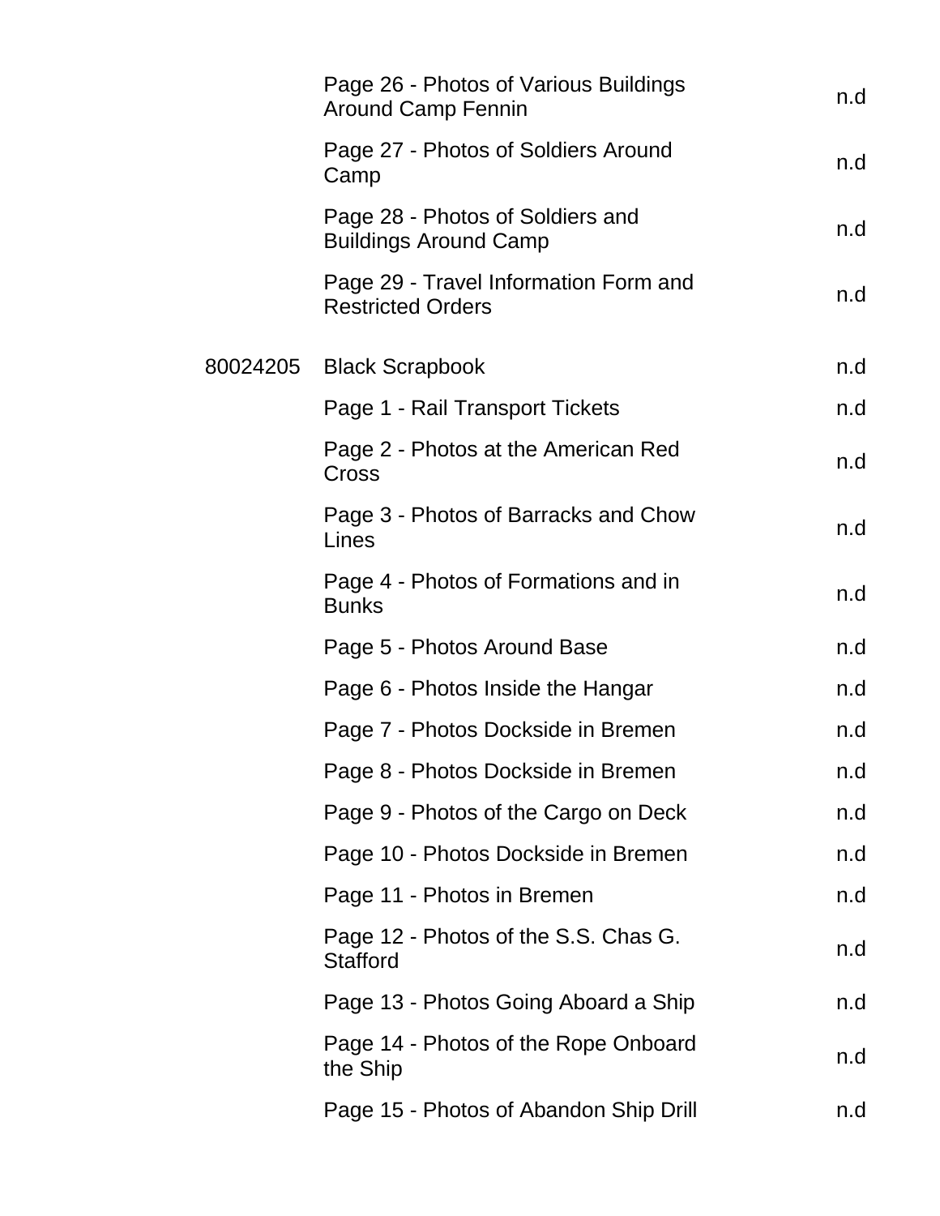| | | |
|---|---|---|
| | Page 26 - Photos of Various Buildings Around Camp Fennin | n.d |
| | Page 27 - Photos of Soldiers Around Camp | n.d |
| | Page 28 - Photos of Soldiers and Buildings Around Camp | n.d |
| | Page 29 - Travel Information Form and Restricted Orders | n.d |
| 80024205 | Black Scrapbook | n.d |
| | Page 1 - Rail Transport Tickets | n.d |
| | Page 2 - Photos at the American Red Cross | n.d |
| | Page 3 - Photos of Barracks and Chow Lines | n.d |
| | Page 4 - Photos of Formations and in Bunks | n.d |
| | Page 5 - Photos Around Base | n.d |
| | Page 6 - Photos Inside the Hangar | n.d |
| | Page 7 - Photos Dockside in Bremen | n.d |
| | Page 8 - Photos Dockside in Bremen | n.d |
| | Page 9 - Photos of the Cargo on Deck | n.d |
| | Page 10 - Photos Dockside in Bremen | n.d |
| | Page 11 - Photos in Bremen | n.d |
| | Page 12 - Photos of the S.S. Chas G. Stafford | n.d |
| | Page 13 - Photos Going Aboard a Ship | n.d |
| | Page 14 - Photos of the Rope Onboard the Ship | n.d |
| | Page 15 - Photos of Abandon Ship Drill | n.d |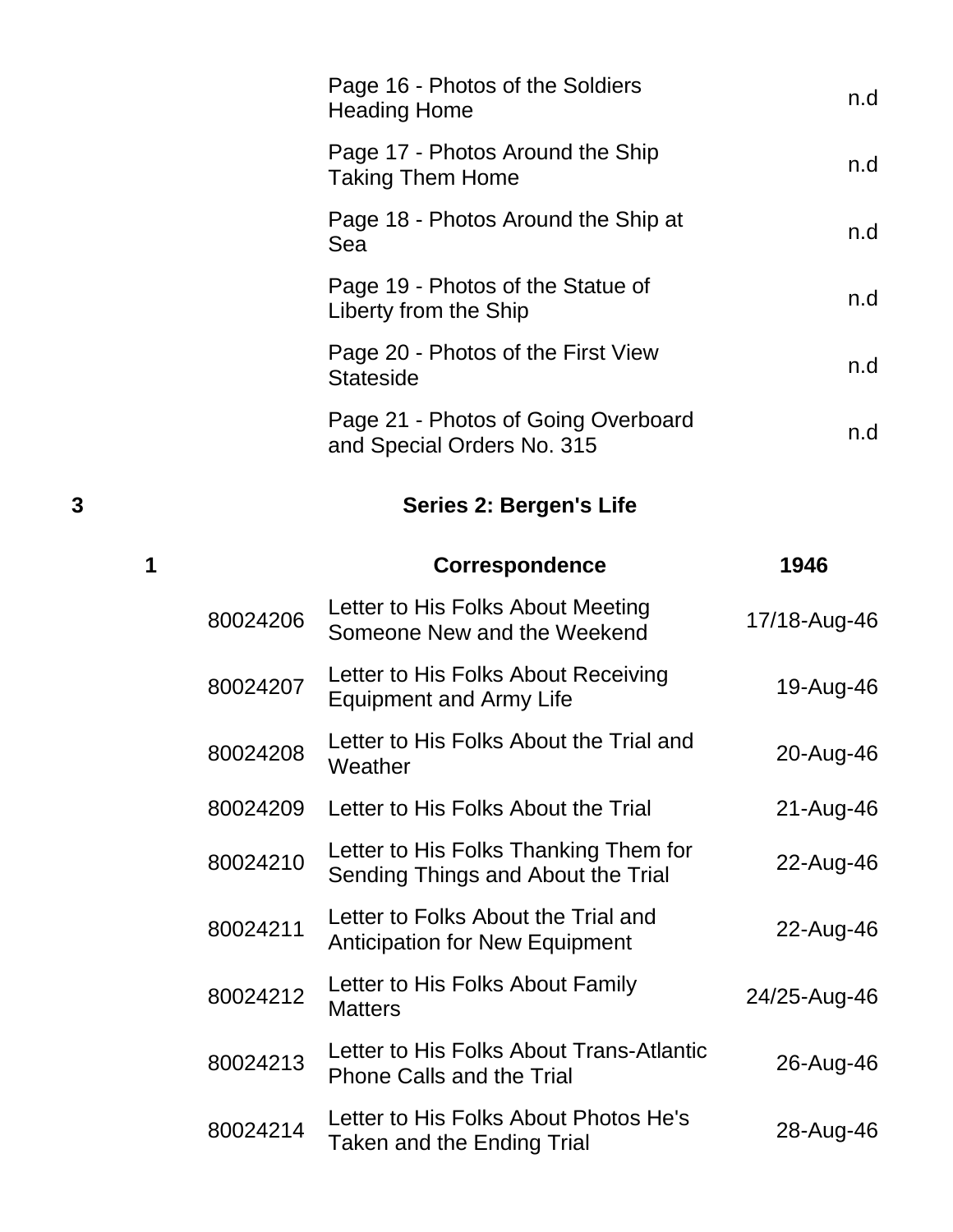| | | | |
|---|---|---|---|
| | | Page 16 - Photos of the Soldiers Heading Home | n.d |
| | | Page 17 - Photos Around the Ship Taking Them Home | n.d |
| | | Page 18 - Photos Around the Ship at Sea | n.d |
| | | Page 19 - Photos of the Statue of Liberty from the Ship | n.d |
| | | Page 20 - Photos of the First View Stateside | n.d |
| | | Page 21 - Photos of Going Overboard and Special Orders No. 315 | n.d |

## 3 Series 2: Bergen's Life

| | | | |
|---|---|---|---|
| **1** | | **Correspondence** | **1946** |
| | 80024206 | Letter to His Folks About Meeting Someone New and the Weekend | 17/18-Aug-46 |
| | 80024207 | Letter to His Folks About Receiving Equipment and Army Life | 19-Aug-46 |
| | 80024208 | Letter to His Folks About the Trial and Weather | 20-Aug-46 |
| | 80024209 | Letter to His Folks About the Trial | 21-Aug-46 |
| | 80024210 | Letter to His Folks Thanking Them for Sending Things and About the Trial | 22-Aug-46 |
| | 80024211 | Letter to Folks About the Trial and Anticipation for New Equipment | 22-Aug-46 |
| | 80024212 | Letter to His Folks About Family Matters | 24/25-Aug-46 |
| | 80024213 | Letter to His Folks About Trans-Atlantic Phone Calls and the Trial | 26-Aug-46 |
| | 80024214 | Letter to His Folks About Photos He's Taken and the Ending Trial | 28-Aug-46 |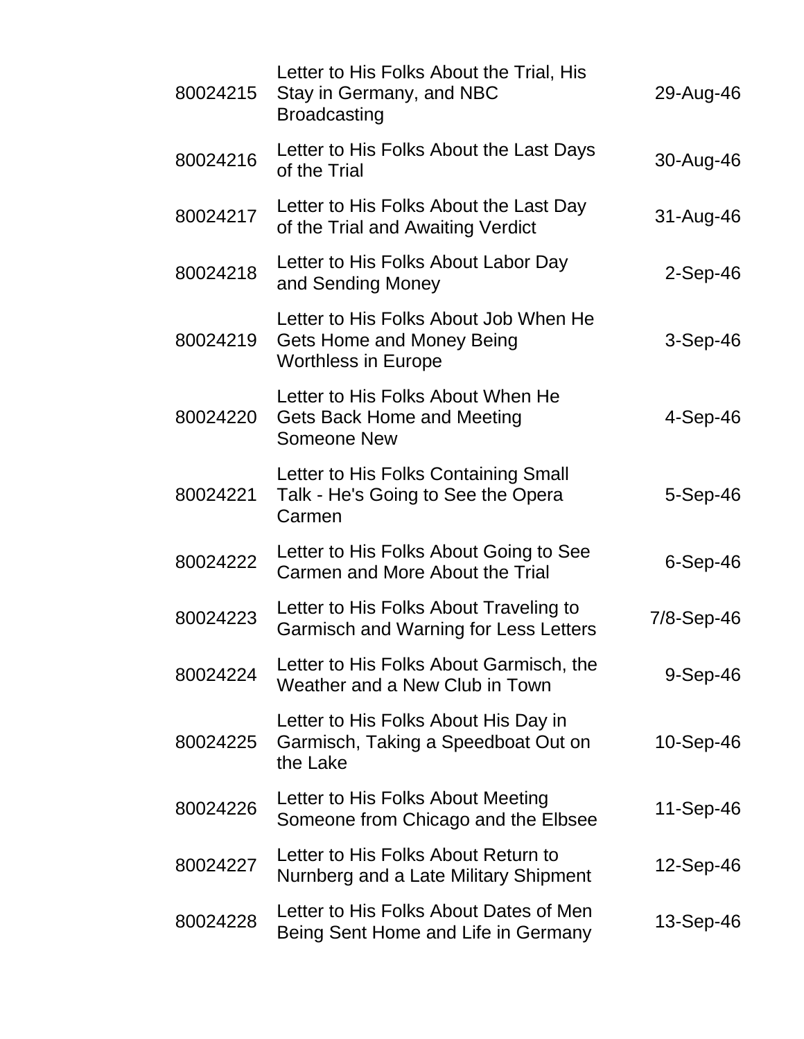| | | |
|---|---|---|
| 80024215 | Letter to His Folks About the Trial, His Stay in Germany, and NBC Broadcasting | 29-Aug-46 |
| 80024216 | Letter to His Folks About the Last Days of the Trial | 30-Aug-46 |
| 80024217 | Letter to His Folks About the Last Day of the Trial and Awaiting Verdict | 31-Aug-46 |
| 80024218 | Letter to His Folks About Labor Day and Sending Money | 2-Sep-46 |
| 80024219 | Letter to His Folks About Job When He Gets Home and Money Being Worthless in Europe | 3-Sep-46 |
| 80024220 | Letter to His Folks About When He Gets Back Home and Meeting Someone New | 4-Sep-46 |
| 80024221 | Letter to His Folks Containing Small Talk - He's Going to See the Opera Carmen | 5-Sep-46 |
| 80024222 | Letter to His Folks About Going to See Carmen and More About the Trial | 6-Sep-46 |
| 80024223 | Letter to His Folks About Traveling to Garmisch and Warning for Less Letters | 7/8-Sep-46 |
| 80024224 | Letter to His Folks About Garmisch, the Weather and a New Club in Town | 9-Sep-46 |
| 80024225 | Letter to His Folks About His Day in Garmisch, Taking a Speedboat Out on the Lake | 10-Sep-46 |
| 80024226 | Letter to His Folks About Meeting Someone from Chicago and the Elbsee | 11-Sep-46 |
| 80024227 | Letter to His Folks About Return to Nurnberg and a Late Military Shipment | 12-Sep-46 |
| 80024228 | Letter to His Folks About Dates of Men Being Sent Home and Life in Germany | 13-Sep-46 |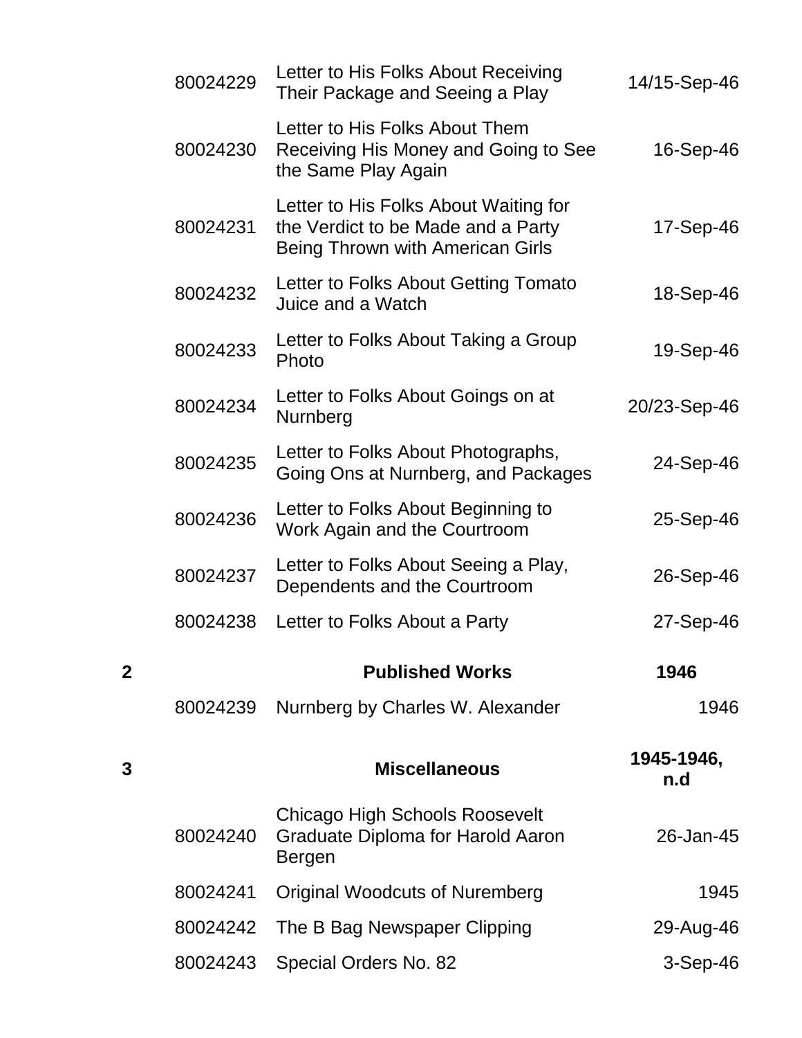| | | | |
|---|---|---|---|
| | 80024229 | Letter to His Folks About Receiving Their Package and Seeing a Play | 14/15-Sep-46 |
| | 80024230 | Letter to His Folks About Them Receiving His Money and Going to See the Same Play Again | 16-Sep-46 |
| | 80024231 | Letter to His Folks About Waiting for the Verdict to be Made and a Party Being Thrown with American Girls | 17-Sep-46 |
| | 80024232 | Letter to Folks About Getting Tomato Juice and a Watch | 18-Sep-46 |
| | 80024233 | Letter to Folks About Taking a Group Photo | 19-Sep-46 |
| | 80024234 | Letter to Folks About Goings on at Nurnberg | 20/23-Sep-46 |
| | 80024235 | Letter to Folks About Photographs, Going Ons at Nurnberg, and Packages | 24-Sep-46 |
| | 80024236 | Letter to Folks About Beginning to Work Again and the Courtroom | 25-Sep-46 |
| | 80024237 | Letter to Folks About Seeing a Play, Dependents and the Courtroom | 26-Sep-46 |
| | 80024238 | Letter to Folks About a Party | 27-Sep-46 |
| **2** | | **Published Works** | **1946** |
| | 80024239 | Nurnberg by Charles W. Alexander | 1946 |
| **3** | | **Miscellaneous** | **1945-1946, n.d** |
| | 80024240 | Chicago High Schools Roosevelt Graduate Diploma for Harold Aaron Bergen | 26-Jan-45 |
| | 80024241 | Original Woodcuts of Nuremberg | 1945 |
| | 80024242 | The B Bag Newspaper Clipping | 29-Aug-46 |
| | 80024243 | Special Orders No. 82 | 3-Sep-46 |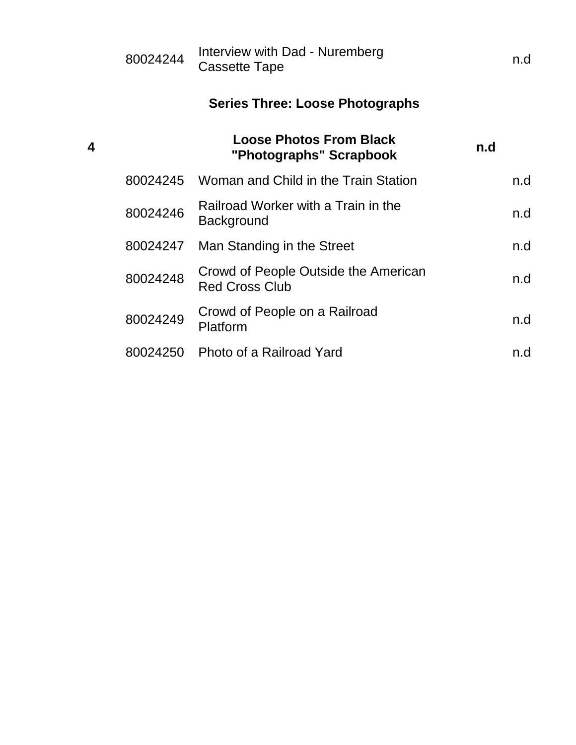| | | | |
|---|---|---|---|
| | 80024244 | Interview with Dad - Nuremberg Cassette Tape | n.d |

## Series Three: Loose Photographs

| | | | |
|---|---|---|---|
| **4** | | **Loose Photos From Black "Photographs" Scrapbook** | **n.d** |
| | 80024245 | Woman and Child in the Train Station | n.d |
| | 80024246 | Railroad Worker with a Train in the Background | n.d |
| | 80024247 | Man Standing in the Street | n.d |
| | 80024248 | Crowd of People Outside the American Red Cross Club | n.d |
| | 80024249 | Crowd of People on a Railroad Platform | n.d |
| | 80024250 | Photo of a Railroad Yard | n.d |